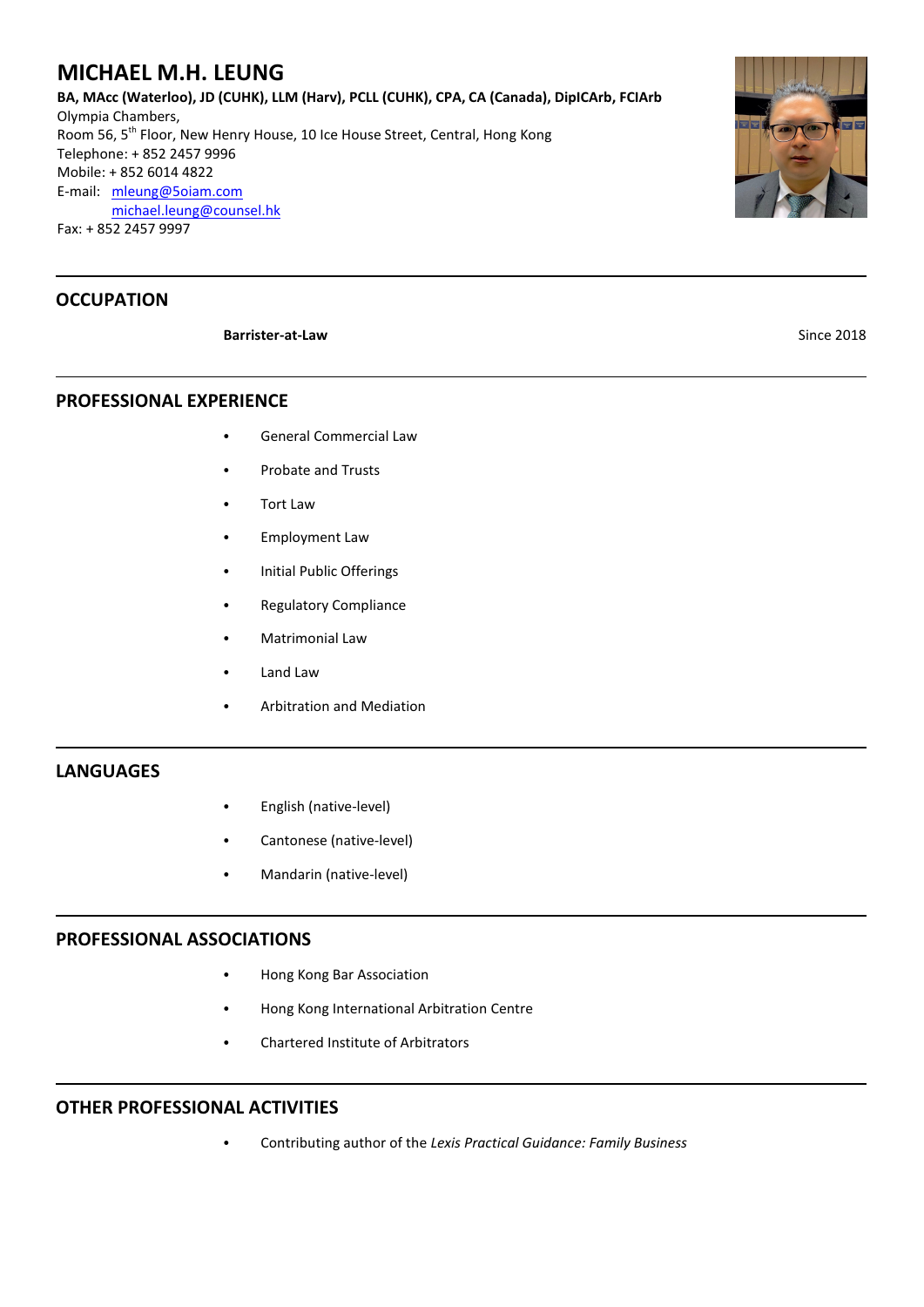# MICHAEL M.H. LEUNG

**BA, MAcc (Waterloo), JD (CUHK), LLM (Harv), PCLL (CUHK), CPA, CA (Canada), DipICArb, FCIArb**

Olympia Chambers,
Room 56, 5th Floor, New Henry House, 10 Ice House Street, Central, Hong Kong
Telephone: + 852 2457 9996
Mobile: + 852 6014 4822
E-mail: mleung@5oiam.com
michael.leung@counsel.hk
Fax: + 852 2457 9997

## OCCUPATION

**Barrister-at-Law** — Since 2018

## PROFESSIONAL EXPERIENCE

- General Commercial Law
- Probate and Trusts
- Tort Law
- Employment Law
- Initial Public Offerings
- Regulatory Compliance
- Matrimonial Law
- Land Law
- Arbitration and Mediation

## LANGUAGES

- English (native-level)
- Cantonese (native-level)
- Mandarin (native-level)

## PROFESSIONAL ASSOCIATIONS

- Hong Kong Bar Association
- Hong Kong International Arbitration Centre
- Chartered Institute of Arbitrators

## OTHER PROFESSIONAL ACTIVITIES

- Contributing author of the *Lexis Practical Guidance: Family Business*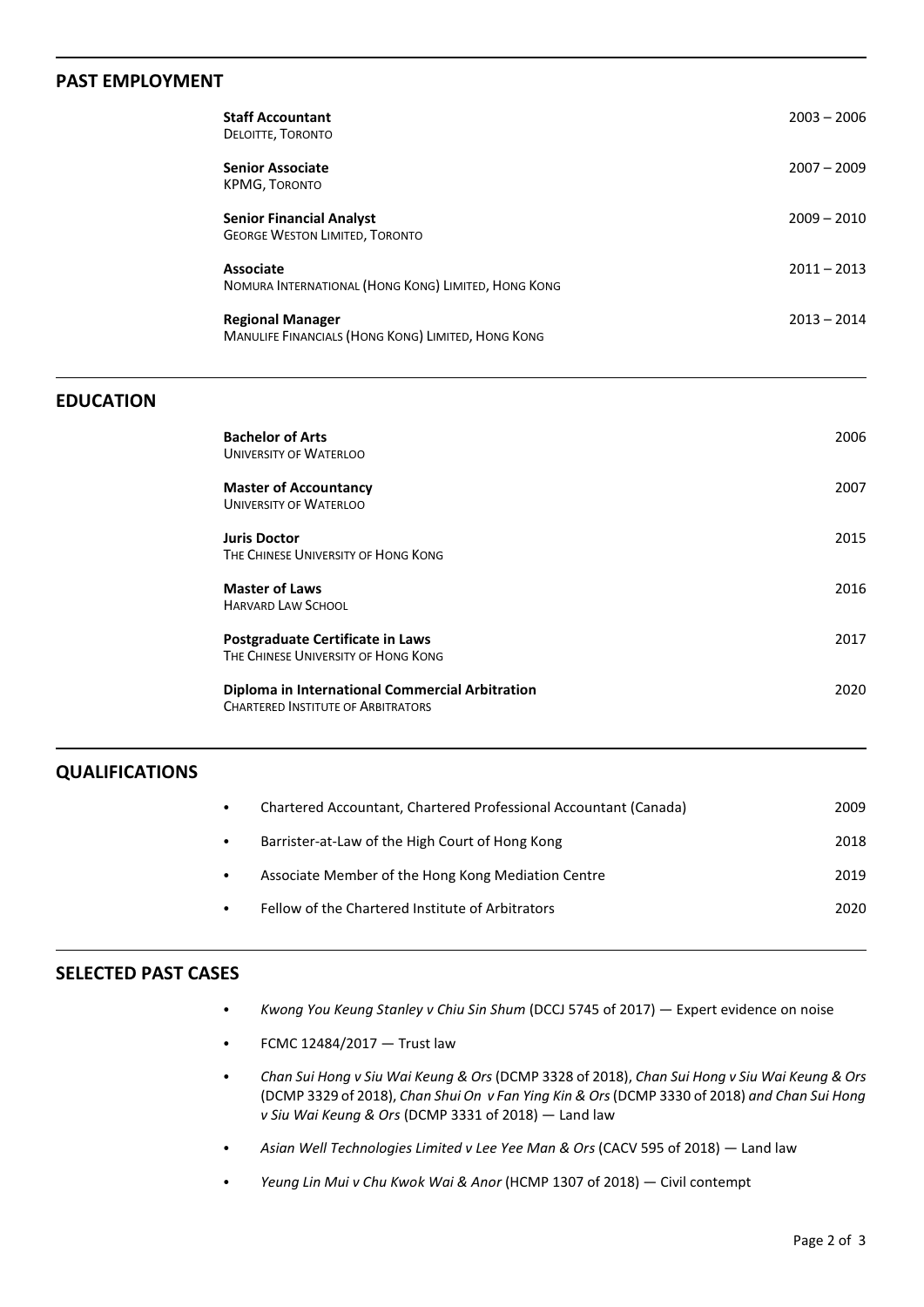## PAST EMPLOYMENT

**Staff Accountant**
Deloitte, Toronto
2003 – 2006

**Senior Associate**
KPMG, Toronto
2007 – 2009

**Senior Financial Analyst**
George Weston Limited, Toronto
2009 – 2010

**Associate**
Nomura International (Hong Kong) Limited, Hong Kong
2011 – 2013

**Regional Manager**
Manulife Financials (Hong Kong) Limited, Hong Kong
2013 – 2014

## EDUCATION

**Bachelor of Arts**
University of Waterloo
2006

**Master of Accountancy**
University of Waterloo
2007

**Juris Doctor**
The Chinese University of Hong Kong
2015

**Master of Laws**
Harvard Law School
2016

**Postgraduate Certificate in Laws**
The Chinese University of Hong Kong
2017

**Diploma in International Commercial Arbitration**
Chartered Institute of Arbitrators
2020

## QUALIFICATIONS

- Chartered Accountant, Chartered Professional Accountant (Canada) — 2009
- Barrister-at-Law of the High Court of Hong Kong — 2018
- Associate Member of the Hong Kong Mediation Centre — 2019
- Fellow of the Chartered Institute of Arbitrators — 2020

## SELECTED PAST CASES

- *Kwong You Keung Stanley v Chiu Sin Shum* (DCCJ 5745 of 2017) — Expert evidence on noise
- FCMC 12484/2017 — Trust law
- *Chan Sui Hong v Siu Wai Keung & Ors* (DCMP 3328 of 2018), *Chan Sui Hong v Siu Wai Keung & Ors* (DCMP 3329 of 2018), *Chan Shui On v Fan Ying Kin & Ors* (DCMP 3330 of 2018) *and Chan Sui Hong v Siu Wai Keung & Ors* (DCMP 3331 of 2018) — Land law
- *Asian Well Technologies Limited v Lee Yee Man & Ors* (CACV 595 of 2018) — Land law
- *Yeung Lin Mui v Chu Kwok Wai & Anor* (HCMP 1307 of 2018) — Civil contempt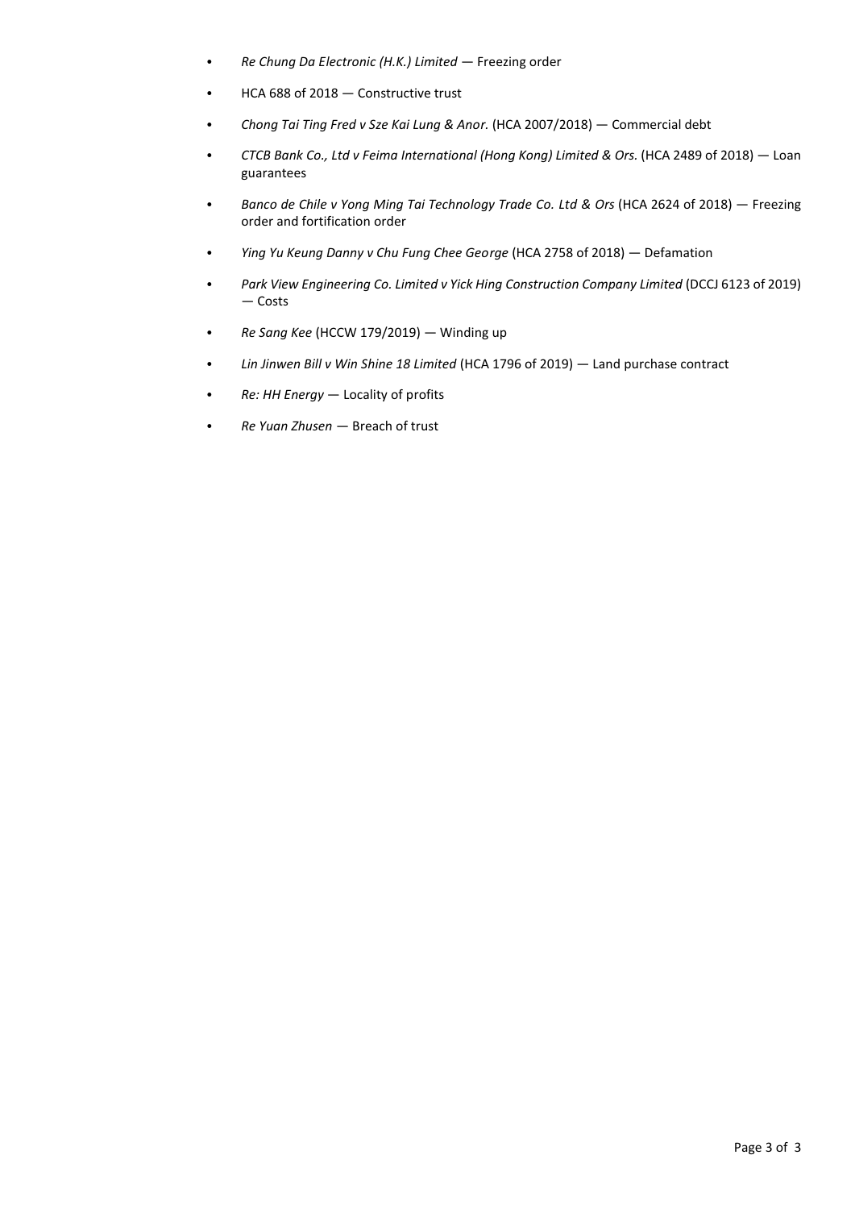- *Re Chung Da Electronic (H.K.) Limited* — Freezing order
- HCA 688 of 2018 — Constructive trust
- *Chong Tai Ting Fred v Sze Kai Lung & Anor.* (HCA 2007/2018) — Commercial debt
- *CTCB Bank Co., Ltd v Feima International (Hong Kong) Limited & Ors.* (HCA 2489 of 2018) — Loan guarantees
- *Banco de Chile v Yong Ming Tai Technology Trade Co. Ltd & Ors* (HCA 2624 of 2018) — Freezing order and fortification order
- *Ying Yu Keung Danny v Chu Fung Chee George* (HCA 2758 of 2018) — Defamation
- *Park View Engineering Co. Limited v Yick Hing Construction Company Limited* (DCCJ 6123 of 2019) — Costs
- *Re Sang Kee* (HCCW 179/2019) — Winding up
- *Lin Jinwen Bill v Win Shine 18 Limited* (HCA 1796 of 2019) — Land purchase contract
- *Re: HH Energy* — Locality of profits
- *Re Yuan Zhusen* — Breach of trust